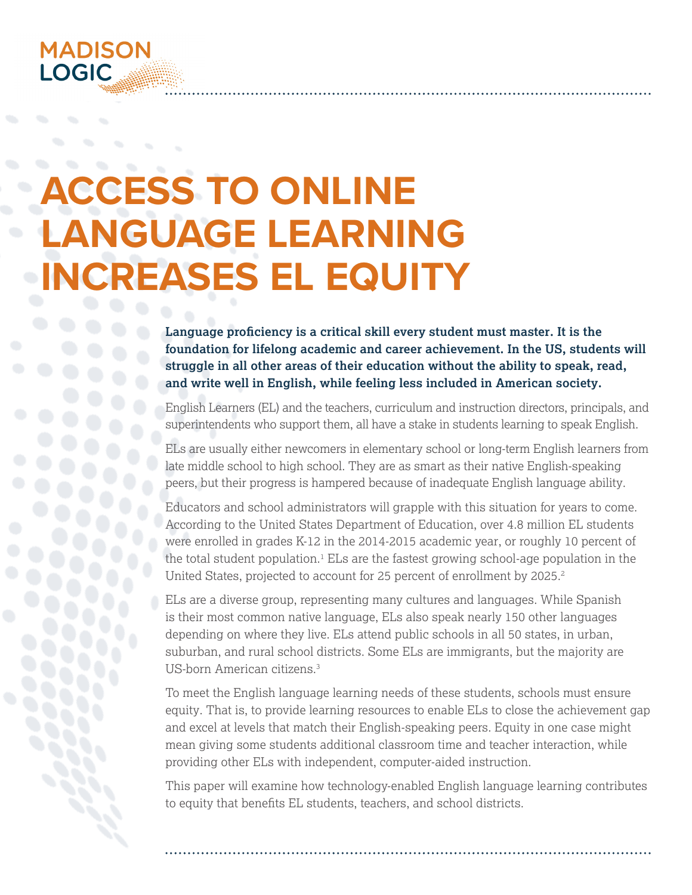# ACCESS TO ONLINE LANGUAGE LEARNING INCREASES EL EQUITY

**Language proficiency is a critical skill every student must master. It is the foundation for lifelong academic and career achievement. In the US, students will struggle in all other areas of their education without the ability to speak, read, and write well in English, while feeling less included in American society.**

English Learners (EL) and the teachers, curriculum and instruction directors, principals, and superintendents who support them, all have a stake in students learning to speak English.

ELs are usually either newcomers in elementary school or long-term English learners from late middle school to high school. They are as smart as their native English-speaking peers, but their progress is hampered because of inadequate English language ability.

Educators and school administrators will grapple with this situation for years to come. According to the United States Department of Education, over 4.8 million EL students were enrolled in grades K-12 in the 2014-2015 academic year, or roughly 10 percent of the total student population.[1] ELs are the fastest growing school-age population in the United States, projected to account for 25 percent of enrollment by 2025.[2]

ELs are a diverse group, representing many cultures and languages. While Spanish is their most common native language, ELs also speak nearly 150 other languages depending on where they live. ELs attend public schools in all 50 states, in urban, suburban, and rural school districts. Some ELs are immigrants, but the majority are US-born American citizens.[3]

To meet the English language learning needs of these students, schools must ensure equity. That is, to provide learning resources to enable ELs to close the achievement gap and excel at levels that match their English-speaking peers. Equity in one case might mean giving some students additional classroom time and teacher interaction, while providing other ELs with independent, computer-aided instruction.

This paper will examine how technology-enabled English language learning contributes to equity that benefits EL students, teachers, and school districts.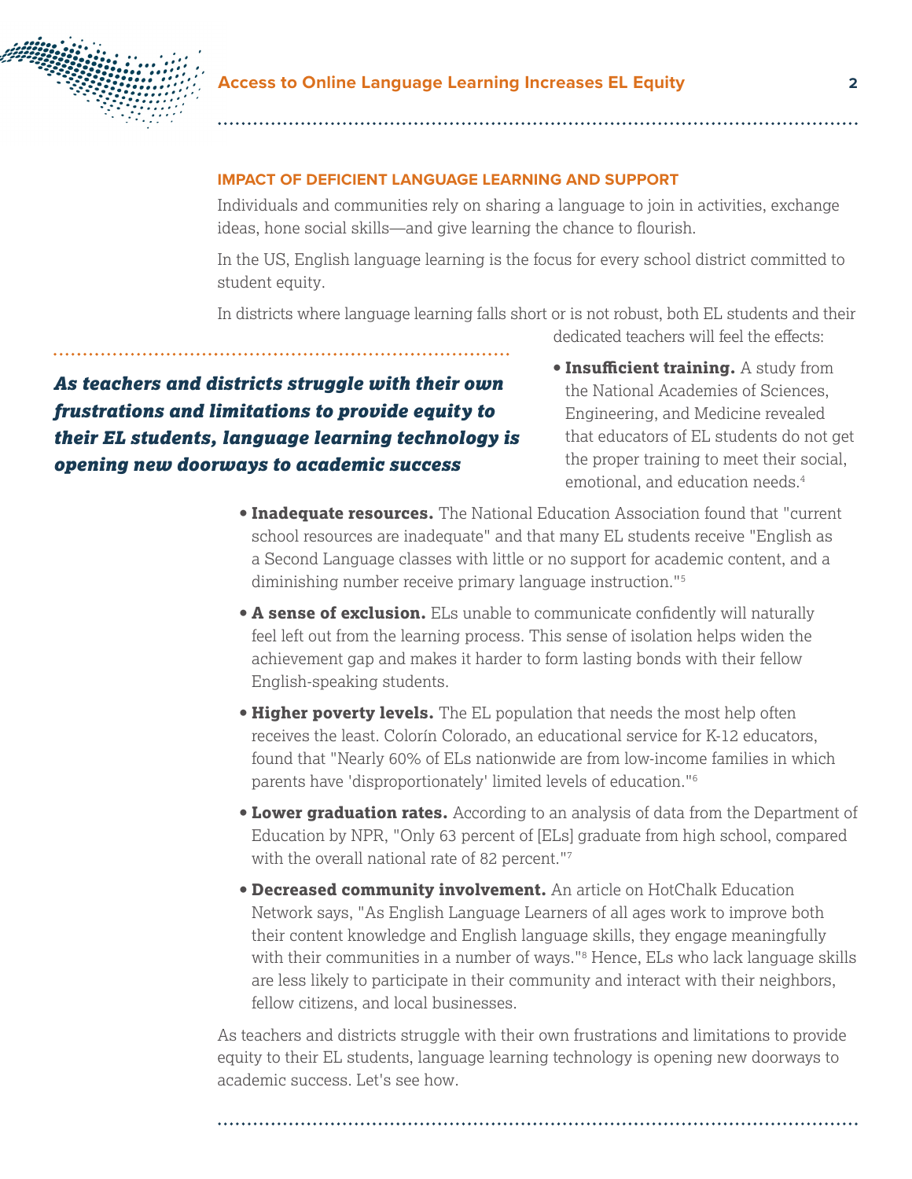## IMPACT OF DEFICIENT LANGUAGE LEARNING AND SUPPORT

Individuals and communities rely on sharing a language to join in activities, exchange ideas, hone social skills—and give learning the chance to flourish.

In the US, English language learning is the focus for every school district committed to student equity.

In districts where language learning falls short or is not robust, both EL students and their dedicated teachers will feel the effects:

> ***As teachers and districts struggle with their own frustrations and limitations to provide equity to their EL students, language learning technology is opening new doorways to academic success***

- **Insufficient training.** A study from the National Academies of Sciences, Engineering, and Medicine revealed that educators of EL students do not get the proper training to meet their social, emotional, and education needs.[4]
- **Inadequate resources.** The National Education Association found that "current school resources are inadequate" and that many EL students receive "English as a Second Language classes with little or no support for academic content, and a diminishing number receive primary language instruction."[5]
- **A sense of exclusion.** ELs unable to communicate confidently will naturally feel left out from the learning process. This sense of isolation helps widen the achievement gap and makes it harder to form lasting bonds with their fellow English-speaking students.
- **Higher poverty levels.** The EL population that needs the most help often receives the least. Colorín Colorado, an educational service for K-12 educators, found that "Nearly 60% of ELs nationwide are from low-income families in which parents have 'disproportionately' limited levels of education."[6]
- **Lower graduation rates.** According to an analysis of data from the Department of Education by NPR, "Only 63 percent of [ELs] graduate from high school, compared with the overall national rate of 82 percent."[7]
- **Decreased community involvement.** An article on HotChalk Education Network says, "As English Language Learners of all ages work to improve both their content knowledge and English language skills, they engage meaningfully with their communities in a number of ways."[8] Hence, ELs who lack language skills are less likely to participate in their community and interact with their neighbors, fellow citizens, and local businesses.

As teachers and districts struggle with their own frustrations and limitations to provide equity to their EL students, language learning technology is opening new doorways to academic success. Let's see how.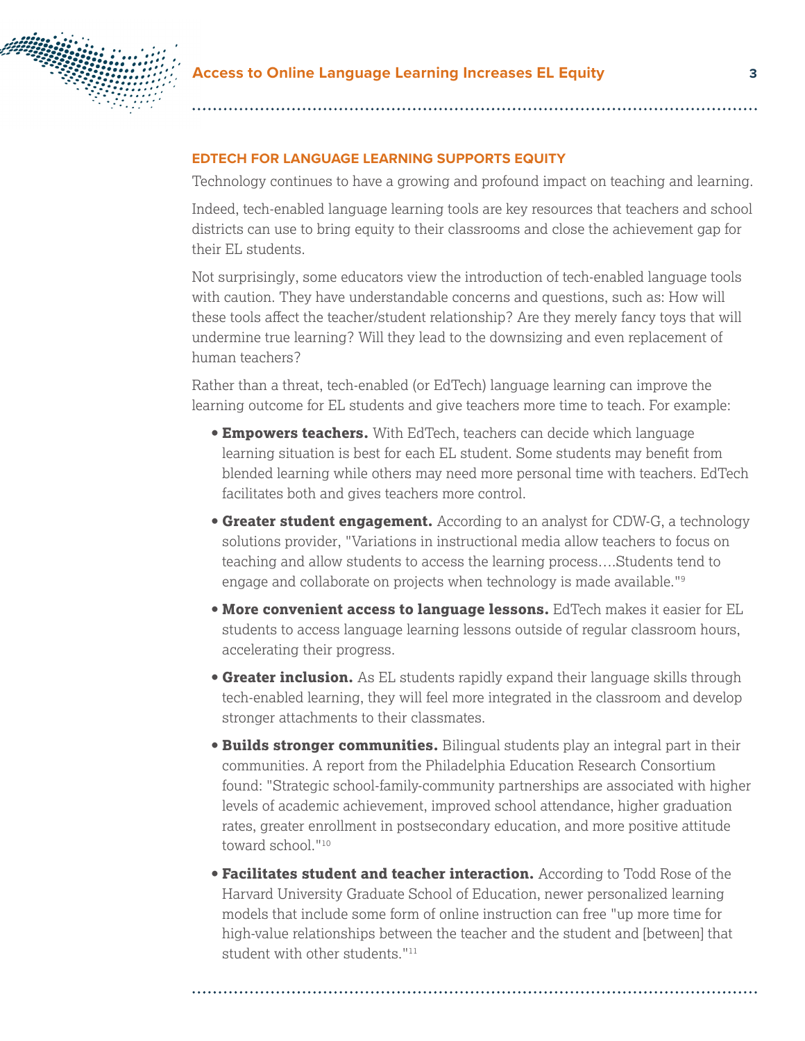## EDTECH FOR LANGUAGE LEARNING SUPPORTS EQUITY

Technology continues to have a growing and profound impact on teaching and learning.

Indeed, tech-enabled language learning tools are key resources that teachers and school districts can use to bring equity to their classrooms and close the achievement gap for their EL students.

Not surprisingly, some educators view the introduction of tech-enabled language tools with caution. They have understandable concerns and questions, such as: How will these tools affect the teacher/student relationship? Are they merely fancy toys that will undermine true learning? Will they lead to the downsizing and even replacement of human teachers?

Rather than a threat, tech-enabled (or EdTech) language learning can improve the learning outcome for EL students and give teachers more time to teach. For example:

- **Empowers teachers.** With EdTech, teachers can decide which language learning situation is best for each EL student. Some students may benefit from blended learning while others may need more personal time with teachers. EdTech facilitates both and gives teachers more control.
- **Greater student engagement.** According to an analyst for CDW-G, a technology solutions provider, "Variations in instructional media allow teachers to focus on teaching and allow students to access the learning process….Students tend to engage and collaborate on projects when technology is made available."[9]
- **More convenient access to language lessons.** EdTech makes it easier for EL students to access language learning lessons outside of regular classroom hours, accelerating their progress.
- **Greater inclusion.** As EL students rapidly expand their language skills through tech-enabled learning, they will feel more integrated in the classroom and develop stronger attachments to their classmates.
- **Builds stronger communities.** Bilingual students play an integral part in their communities. A report from the Philadelphia Education Research Consortium found: "Strategic school-family-community partnerships are associated with higher levels of academic achievement, improved school attendance, higher graduation rates, greater enrollment in postsecondary education, and more positive attitude toward school."[10]
- **Facilitates student and teacher interaction.** According to Todd Rose of the Harvard University Graduate School of Education, newer personalized learning models that include some form of online instruction can free "up more time for high-value relationships between the teacher and the student and [between] that student with other students."[11]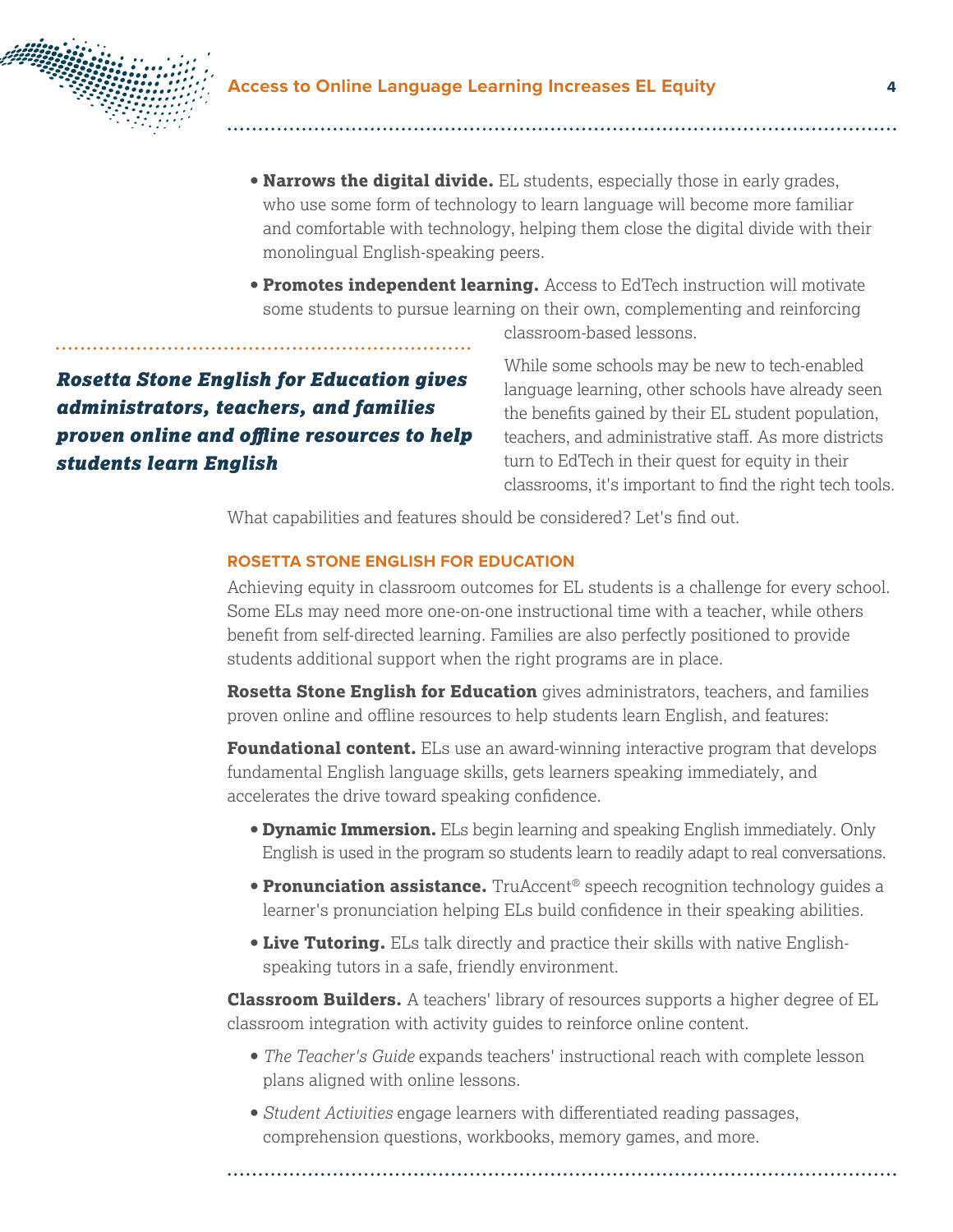- **Narrows the digital divide.** EL students, especially those in early grades, who use some form of technology to learn language will become more familiar and comfortable with technology, helping them close the digital divide with their monolingual English-speaking peers.
- **Promotes independent learning.** Access to EdTech instruction will motivate some students to pursue learning on their own, complementing and reinforcing classroom-based lessons.

***Rosetta Stone English for Education gives administrators, teachers, and families proven online and offline resources to help students learn English***

While some schools may be new to tech-enabled language learning, other schools have already seen the benefits gained by their EL student population, teachers, and administrative staff. As more districts turn to EdTech in their quest for equity in their classrooms, it's important to find the right tech tools.

What capabilities and features should be considered? Let's find out.

### ROSETTA STONE ENGLISH FOR EDUCATION

Achieving equity in classroom outcomes for EL students is a challenge for every school. Some ELs may need more one-on-one instructional time with a teacher, while others benefit from self-directed learning. Families are also perfectly positioned to provide students additional support when the right programs are in place.

**Rosetta Stone English for Education** gives administrators, teachers, and families proven online and offline resources to help students learn English, and features:

**Foundational content.** ELs use an award-winning interactive program that develops fundamental English language skills, gets learners speaking immediately, and accelerates the drive toward speaking confidence.

- **Dynamic Immersion.** ELs begin learning and speaking English immediately. Only English is used in the program so students learn to readily adapt to real conversations.
- **Pronunciation assistance.** TruAccent® speech recognition technology guides a learner's pronunciation helping ELs build confidence in their speaking abilities.
- **Live Tutoring.** ELs talk directly and practice their skills with native English-speaking tutors in a safe, friendly environment.

**Classroom Builders.** A teachers' library of resources supports a higher degree of EL classroom integration with activity guides to reinforce online content.

- *The Teacher's Guide* expands teachers' instructional reach with complete lesson plans aligned with online lessons.
- *Student Activities* engage learners with differentiated reading passages, comprehension questions, workbooks, memory games, and more.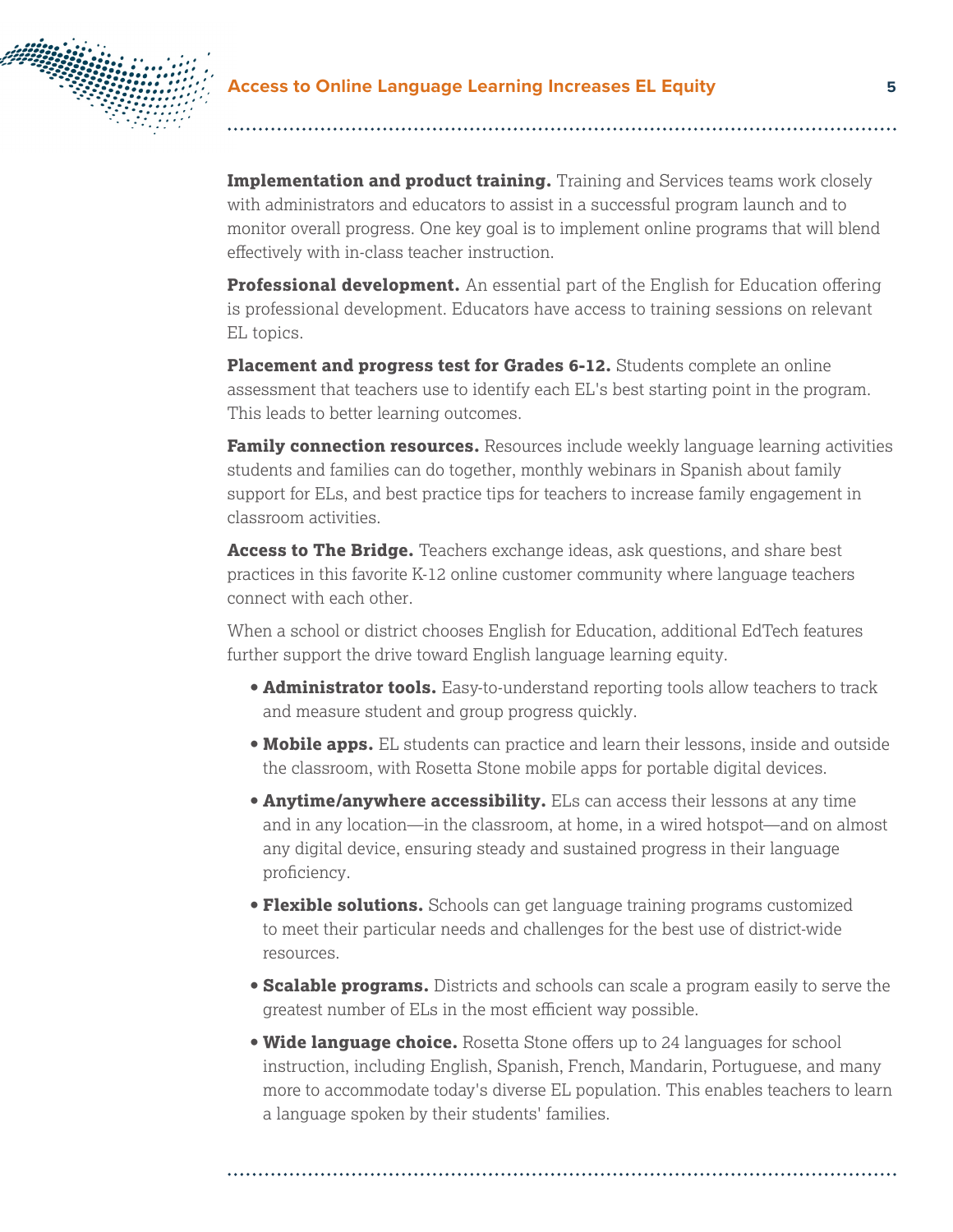**Implementation and product training.** Training and Services teams work closely with administrators and educators to assist in a successful program launch and to monitor overall progress. One key goal is to implement online programs that will blend effectively with in-class teacher instruction.

**Professional development.** An essential part of the English for Education offering is professional development. Educators have access to training sessions on relevant EL topics.

**Placement and progress test for Grades 6-12.** Students complete an online assessment that teachers use to identify each EL's best starting point in the program. This leads to better learning outcomes.

**Family connection resources.** Resources include weekly language learning activities students and families can do together, monthly webinars in Spanish about family support for ELs, and best practice tips for teachers to increase family engagement in classroom activities.

**Access to The Bridge.** Teachers exchange ideas, ask questions, and share best practices in this favorite K-12 online customer community where language teachers connect with each other.

When a school or district chooses English for Education, additional EdTech features further support the drive toward English language learning equity.

- **Administrator tools.** Easy-to-understand reporting tools allow teachers to track and measure student and group progress quickly.
- **Mobile apps.** EL students can practice and learn their lessons, inside and outside the classroom, with Rosetta Stone mobile apps for portable digital devices.
- **Anytime/anywhere accessibility.** ELs can access their lessons at any time and in any location—in the classroom, at home, in a wired hotspot—and on almost any digital device, ensuring steady and sustained progress in their language proficiency.
- **Flexible solutions.** Schools can get language training programs customized to meet their particular needs and challenges for the best use of district-wide resources.
- **Scalable programs.** Districts and schools can scale a program easily to serve the greatest number of ELs in the most efficient way possible.
- **Wide language choice.** Rosetta Stone offers up to 24 languages for school instruction, including English, Spanish, French, Mandarin, Portuguese, and many more to accommodate today's diverse EL population. This enables teachers to learn a language spoken by their students' families.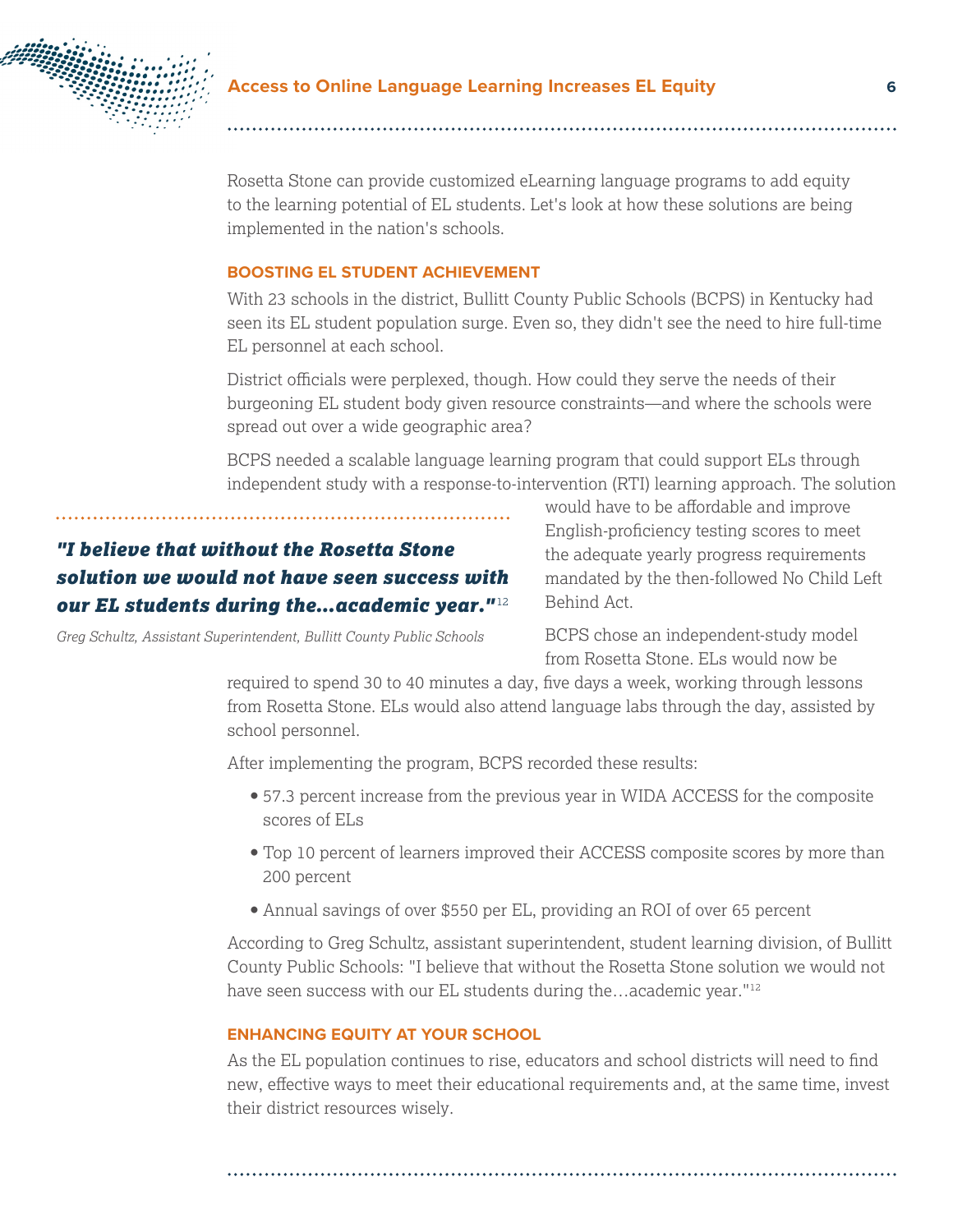Rosetta Stone can provide customized eLearning language programs to add equity to the learning potential of EL students. Let's look at how these solutions are being implemented in the nation's schools.

### BOOSTING EL STUDENT ACHIEVEMENT

With 23 schools in the district, Bullitt County Public Schools (BCPS) in Kentucky had seen its EL student population surge. Even so, they didn't see the need to hire full-time EL personnel at each school.

District officials were perplexed, though. How could they serve the needs of their burgeoning EL student body given resource constraints—and where the schools were spread out over a wide geographic area?

BCPS needed a scalable language learning program that could support ELs through independent study with a response-to-intervention (RTI) learning approach. The solution would have to be affordable and improve English-proficiency testing scores to meet the adequate yearly progress requirements mandated by the then-followed No Child Left Behind Act.

> ***"I believe that without the Rosetta Stone solution we would not have seen success with our EL students during the…academic year."***[12]
>
> *Greg Schultz, Assistant Superintendent, Bullitt County Public Schools*

BCPS chose an independent-study model from Rosetta Stone. ELs would now be required to spend 30 to 40 minutes a day, five days a week, working through lessons from Rosetta Stone. ELs would also attend language labs through the day, assisted by school personnel.

After implementing the program, BCPS recorded these results:

- 57.3 percent increase from the previous year in WIDA ACCESS for the composite scores of ELs
- Top 10 percent of learners improved their ACCESS composite scores by more than 200 percent
- Annual savings of over $550 per EL, providing an ROI of over 65 percent

According to Greg Schultz, assistant superintendent, student learning division, of Bullitt County Public Schools: "I believe that without the Rosetta Stone solution we would not have seen success with our EL students during the…academic year."[12]

### ENHANCING EQUITY AT YOUR SCHOOL

As the EL population continues to rise, educators and school districts will need to find new, effective ways to meet their educational requirements and, at the same time, invest their district resources wisely.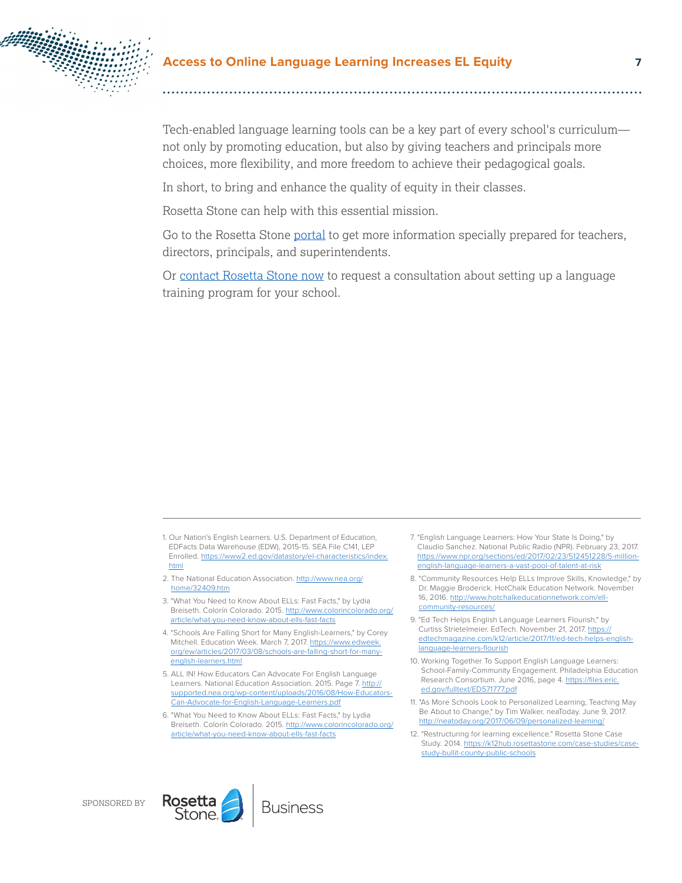Tech-enabled language learning tools can be a key part of every school's curriculum—not only by promoting education, but also by giving teachers and principals more choices, more flexibility, and more freedom to achieve their pedagogical goals.

In short, to bring and enhance the quality of equity in their classes.

Rosetta Stone can help with this essential mission.

Go to the Rosetta Stone portal to get more information specially prepared for teachers, directors, principals, and superintendents.

Or contact Rosetta Stone now to request a consultation about setting up a language training program for your school.

---

1. Our Nation's English Learners. U.S. Department of Education, EDFacts Data Warehouse (EDW), 2015-15. SEA File C141, LEP Enrolled. https://www2.ed.gov/datastory/el-characteristics/index.html
2. The National Education Association. http://www.nea.org/home/32409.htm
3. "What You Need to Know About ELLs: Fast Facts," by Lydia Breiseth. Colorín Colorado. 2015. http://www.colorincolorado.org/article/what-you-need-know-about-ells-fast-facts
4. "Schools Are Falling Short for Many English-Learners," by Corey Mitchell. Education Week. March 7, 2017. https://www.edweek.org/ew/articles/2017/03/08/schools-are-falling-short-for-many-english-learners.html
5. ALL IN! How Educators Can Advocate For English Language Learners. National Education Association. 2015. Page 7. http://supported.nea.org/wp-content/uploads/2016/08/How-Educators-Can-Advocate-for-English-Language-Learners.pdf
6. "What You Need to Know About ELLs: Fast Facts," by Lydia Breiseth. Colorín Colorado. 2015. http://www.colorincolorado.org/article/what-you-need-know-about-ells-fast-facts
7. "English Language Learners: How Your State Is Doing," by Claudio Sanchez. National Public Radio (NPR). February 23, 2017. https://www.npr.org/sections/ed/2017/02/23/512451228/5-million-english-language-learners-a-vast-pool-of-talent-at-risk
8. "Community Resources Help ELLs Improve Skills, Knowledge," by Dr. Maggie Broderick. HotChalk Education Network. November 16, 2016. http://www.hotchalkeducationnetwork.com/ell-community-resources/
9. "Ed Tech Helps English Language Learners Flourish," by Curtiss Strietelmeier. EdTech. November 21, 2017. https://edtechmagazine.com/k12/article/2017/11/ed-tech-helps-english-language-learners-flourish
10. Working Together To Support English Language Learners: School-Family-Community Engagement. Philadelphia Education Research Consortium. June 2016, page 4. https://files.eric.ed.gov/fulltext/ED571777.pdf
11. "As More Schools Look to Personalized Learning, Teaching May Be About to Change," by Tim Walker. neaToday. June 9, 2017. http://neatoday.org/2017/06/09/personalized-learning/
12. "Restructuring for learning excellence." Rosetta Stone Case Study. 2014. https://k12hub.rosettastone.com/case-studies/case-study-bullit-county-public-schools

SPONSORED BY Rosetta Stone Business